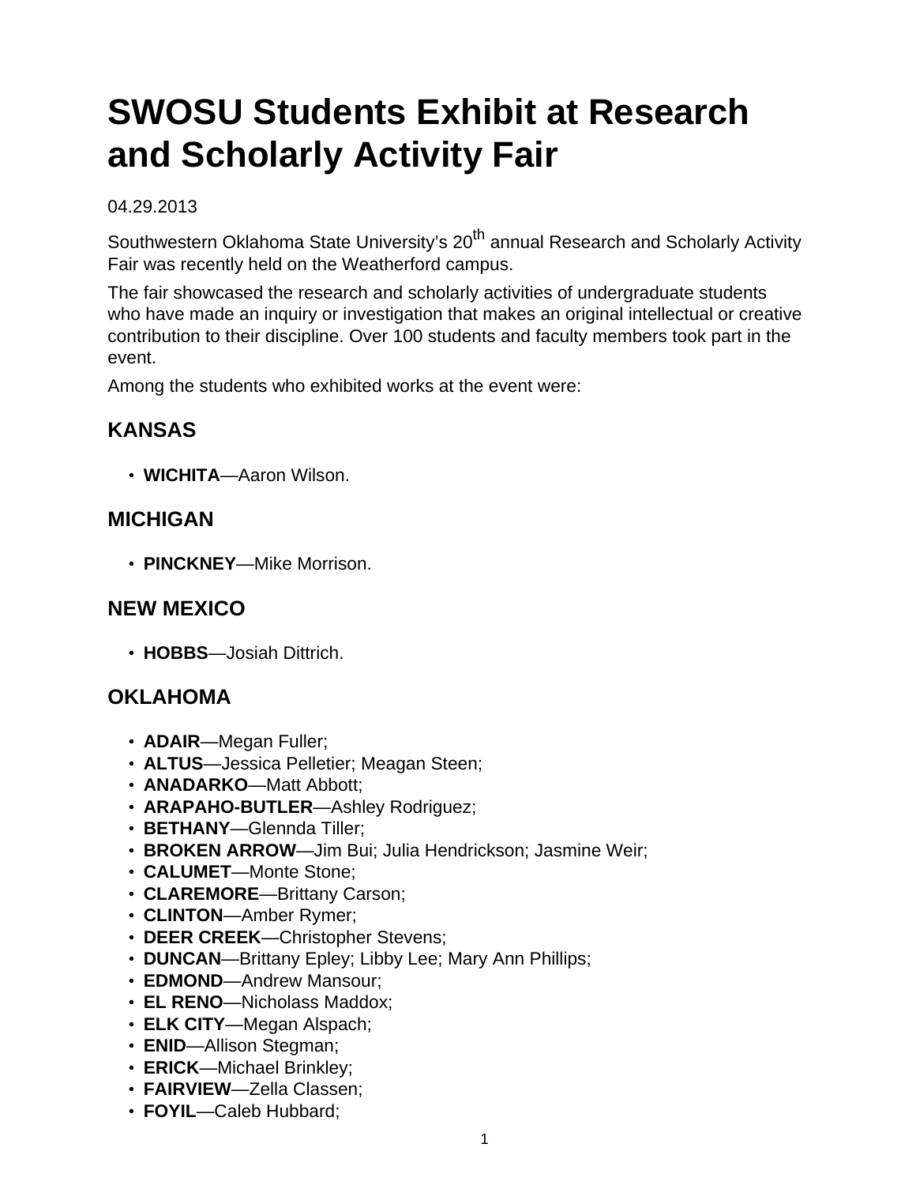# SWOSU Students Exhibit at Research and Scholarly Activity Fair

04.29.2013

Southwestern Oklahoma State University's 20th annual Research and Scholarly Activity Fair was recently held on the Weatherford campus.

The fair showcased the research and scholarly activities of undergraduate students who have made an inquiry or investigation that makes an original intellectual or creative contribution to their discipline. Over 100 students and faculty members took part in the event.

Among the students who exhibited works at the event were:

## KANSAS

- **WICHITA**—Aaron Wilson.

## MICHIGAN

- **PINCKNEY**—Mike Morrison.

## NEW MEXICO

- **HOBBS**—Josiah Dittrich.

## OKLAHOMA

- **ADAIR**—Megan Fuller;
- **ALTUS**—Jessica Pelletier; Meagan Steen;
- **ANADARKO**—Matt Abbott;
- **ARAPAHO-BUTLER**—Ashley Rodriguez;
- **BETHANY**—Glennda Tiller;
- **BROKEN ARROW**—Jim Bui; Julia Hendrickson; Jasmine Weir;
- **CALUMET**—Monte Stone;
- **CLAREMORE**—Brittany Carson;
- **CLINTON**—Amber Rymer;
- **DEER CREEK**—Christopher Stevens;
- **DUNCAN**—Brittany Epley; Libby Lee; Mary Ann Phillips;
- **EDMOND**—Andrew Mansour;
- **EL RENO**—Nicholass Maddox;
- **ELK CITY**—Megan Alspach;
- **ENID**—Allison Stegman;
- **ERICK**—Michael Brinkley;
- **FAIRVIEW**—Zella Classen;
- **FOYIL**—Caleb Hubbard;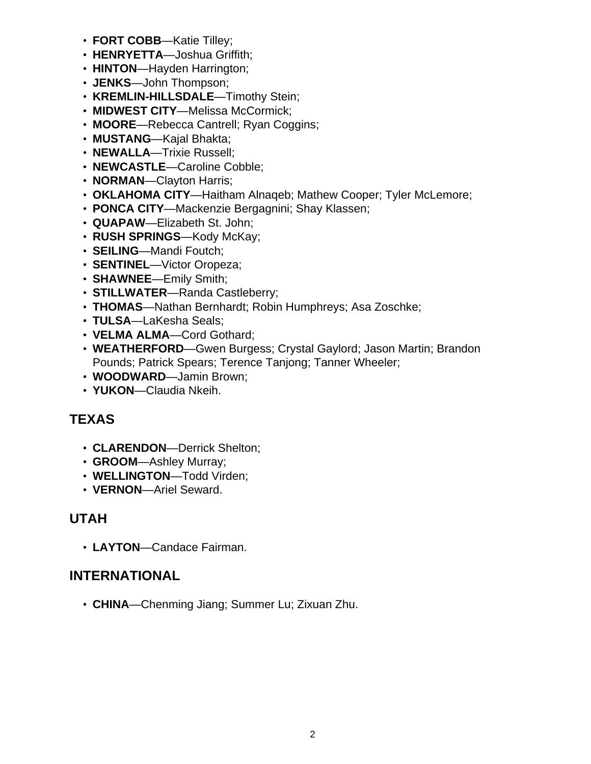- **FORT COBB**—Katie Tilley;
- **HENRYETTA**—Joshua Griffith;
- **HINTON**—Hayden Harrington;
- **JENKS**—John Thompson;
- **KREMLIN-HILLSDALE**—Timothy Stein;
- **MIDWEST CITY**—Melissa McCormick;
- **MOORE**—Rebecca Cantrell; Ryan Coggins;
- **MUSTANG**—Kajal Bhakta;
- **NEWALLA**—Trixie Russell;
- **NEWCASTLE**—Caroline Cobble;
- **NORMAN**—Clayton Harris;
- **OKLAHOMA CITY**—Haitham Alnaqeb; Mathew Cooper; Tyler McLemore;
- **PONCA CITY**—Mackenzie Bergagnini; Shay Klassen;
- **QUAPAW**—Elizabeth St. John;
- **RUSH SPRINGS**—Kody McKay;
- **SEILING**—Mandi Foutch;
- **SENTINEL**—Victor Oropeza;
- **SHAWNEE**—Emily Smith;
- **STILLWATER**—Randa Castleberry;
- **THOMAS**—Nathan Bernhardt; Robin Humphreys; Asa Zoschke;
- **TULSA**—LaKesha Seals;
- **VELMA ALMA**—Cord Gothard;
- **WEATHERFORD**—Gwen Burgess; Crystal Gaylord; Jason Martin; Brandon Pounds; Patrick Spears; Terence Tanjong; Tanner Wheeler;
- **WOODWARD**—Jamin Brown;
- **YUKON**—Claudia Nkeih.

## TEXAS

- **CLARENDON**—Derrick Shelton;
- **GROOM**—Ashley Murray;
- **WELLINGTON**—Todd Virden;
- **VERNON**—Ariel Seward.

## UTAH

- **LAYTON**—Candace Fairman.

## INTERNATIONAL

- **CHINA**—Chenming Jiang; Summer Lu; Zixuan Zhu.